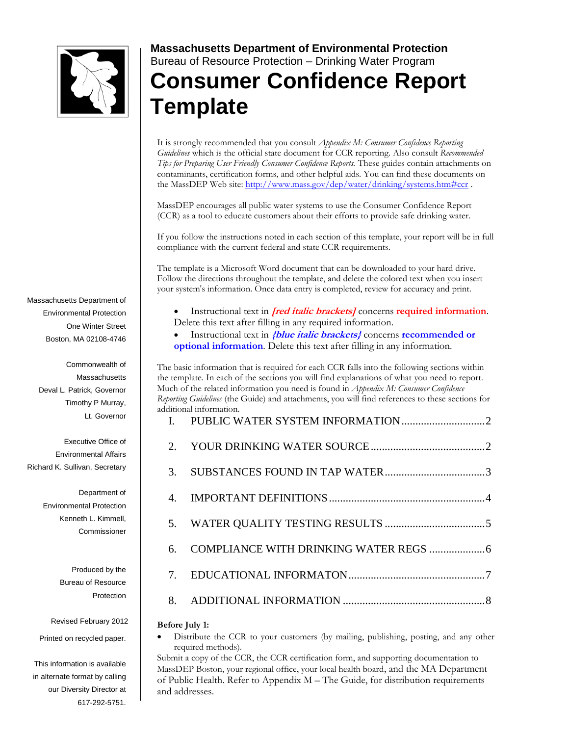**Massachusetts Department of Environmental Protection**
Bureau of Resource Protection – Drinking Water Program

# Consumer Confidence Report Template

It is strongly recommended that you consult *Appendix M: Consumer Confidence Reporting Guidelines* which is the official state document for CCR reporting. Also consult *Recommended Tips for Preparing User Friendly Consumer Confidence Reports.* These guides contain attachments on contaminants, certification forms, and other helpful aids. You can find these documents on the MassDEP Web site: http://www.mass.gov/dep/water/drinking/systems.htm#ccr .

MassDEP encourages all public water systems to use the Consumer Confidence Report (CCR) as a tool to educate customers about their efforts to provide safe drinking water.

If you follow the instructions noted in each section of this template, your report will be in full compliance with the current federal and state CCR requirements.

The template is a Microsoft Word document that can be downloaded to your hard drive. Follow the directions throughout the template, and delete the colored text when you insert your system's information. Once data entry is completed, review for accuracy and print.

- Instructional text in ***[red italic brackets]*** concerns **required information**. Delete this text after filling in any required information.
- Instructional text in ***{blue italic brackets}*** concerns **recommended or optional information**. Delete this text after filling in any information.

The basic information that is required for each CCR falls into the following sections within the template. In each of the sections you will find explanations of what you need to report. Much of the related information you need is found in *Appendix M: Consumer Confidence Reporting Guidelines* (the Guide) and attachments, you will find references to these sections for additional information.

I. PUBLIC WATER SYSTEM INFORMATION .............................2
2. YOUR DRINKING WATER SOURCE .........................................2
3. SUBSTANCES FOUND IN TAP WATER....................................3
4. IMPORTANT DEFINITIONS........................................................4
5. WATER QUALITY TESTING RESULTS ....................................5
6. COMPLIANCE WITH DRINKING WATER REGS ....................6
7. EDUCATIONAL INFORMATON.................................................7
8. ADDITIONAL INFORMATION ...................................................8

**Before July 1:**

- Distribute the CCR to your customers (by mailing, publishing, posting, and any other required methods).

Submit a copy of the CCR, the CCR certification form, and supporting documentation to MassDEP Boston, your regional office, your local health board, and the MA Department of Public Health. Refer to Appendix M – The Guide, for distribution requirements and addresses.

Massachusetts Department of Environmental Protection
One Winter Street
Boston, MA 02108-4746

Commonwealth of Massachusetts
Deval L. Patrick, Governor
Timothy P Murray, Lt. Governor

Executive Office of Environmental Affairs
Richard K. Sullivan, Secretary

Department of Environmental Protection
Kenneth L. Kimmell, Commissioner

Produced by the Bureau of Resource Protection

Revised February 2012

Printed on recycled paper.

This information is available in alternate format by calling our Diversity Director at 617-292-5751.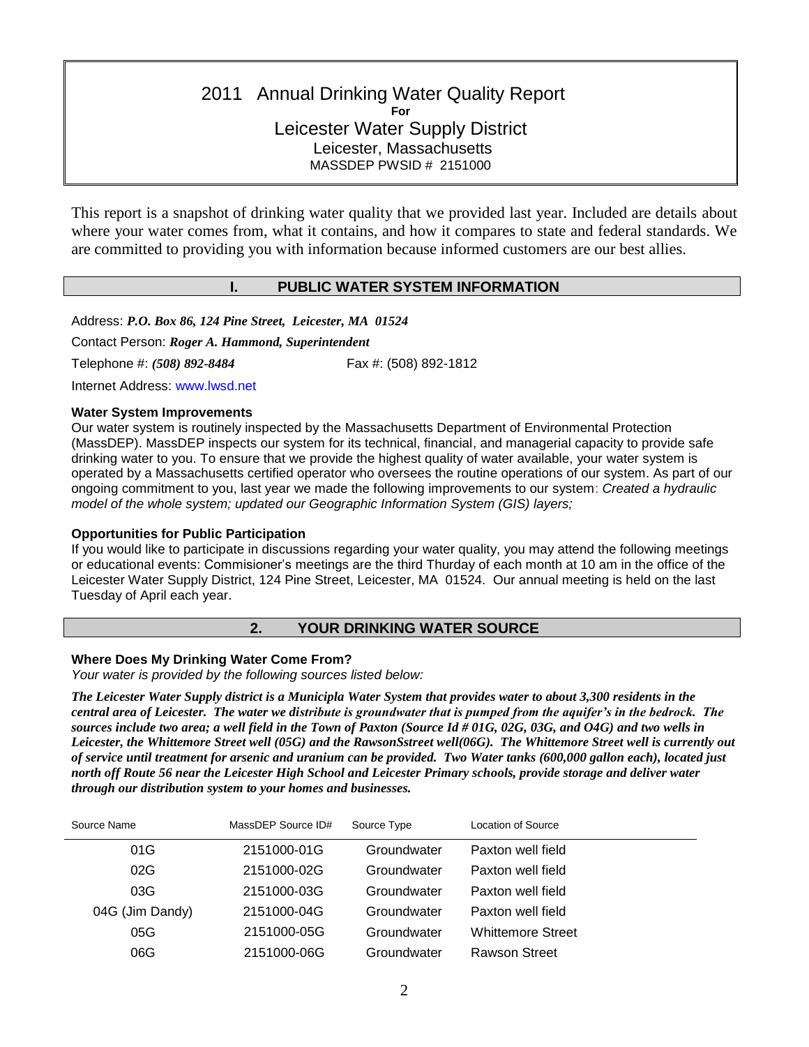# 2011 Annual Drinking Water Quality Report
**For**
## Leicester Water Supply District
Leicester, Massachusetts
MASSDEP PWSID # 2151000

This report is a snapshot of drinking water quality that we provided last year. Included are details about where your water comes from, what it contains, and how it compares to state and federal standards. We are committed to providing you with information because informed customers are our best allies.

## I. PUBLIC WATER SYSTEM INFORMATION

Address: ***P.O. Box 86, 124 Pine Street, Leicester, MA 01524***

Contact Person: ***Roger A. Hammond, Superintendent***

Telephone #: ***(508) 892-8484*** Fax #: (508) 892-1812

Internet Address: www.lwsd.net

### Water System Improvements

Our water system is routinely inspected by the Massachusetts Department of Environmental Protection (MassDEP). MassDEP inspects our system for its technical, financial, and managerial capacity to provide safe drinking water to you. To ensure that we provide the highest quality of water available, your water system is operated by a Massachusetts certified operator who oversees the routine operations of our system. As part of our ongoing commitment to you, last year we made the following improvements to our system: *Created a hydraulic model of the whole system; updated our Geographic Information System (GIS) layers;*

### Opportunities for Public Participation

If you would like to participate in discussions regarding your water quality, you may attend the following meetings or educational events: Commisioner's meetings are the third Thurday of each month at 10 am in the office of the Leicester Water Supply District, 124 Pine Street, Leicester, MA 01524. Our annual meeting is held on the last Tuesday of April each year.

## 2. YOUR DRINKING WATER SOURCE

### Where Does My Drinking Water Come From?

*Your water is provided by the following sources listed below:*

***The Leicester Water Supply district is a Municipla Water System that provides water to about 3,300 residents in the central area of Leicester. The water we distribute is groundwater that is pumped from the aquifer's in the bedrock. The sources include two area; a well field in the Town of Paxton (Source Id # 01G, 02G, 03G, and O4G) and two wells in Leicester, the Whittemore Street well (05G) and the RawsonSstreet well(06G). The Whittemore Street well is currently out of service until treatment for arsenic and uranium can be provided. Two Water tanks (600,000 gallon each), located just north off Route 56 near the Leicester High School and Leicester Primary schools, provide storage and deliver water through our distribution system to your homes and businesses.***

| Source Name | MassDEP Source ID# | Source Type | Location of Source |
|---|---|---|---|
| 01G | 2151000-01G | Groundwater | Paxton well field |
| 02G | 2151000-02G | Groundwater | Paxton well field |
| 03G | 2151000-03G | Groundwater | Paxton well field |
| 04G (Jim Dandy) | 2151000-04G | Groundwater | Paxton well field |
| 05G | 2151000-05G | Groundwater | Whittemore Street |
| 06G | 2151000-06G | Groundwater | Rawson Street |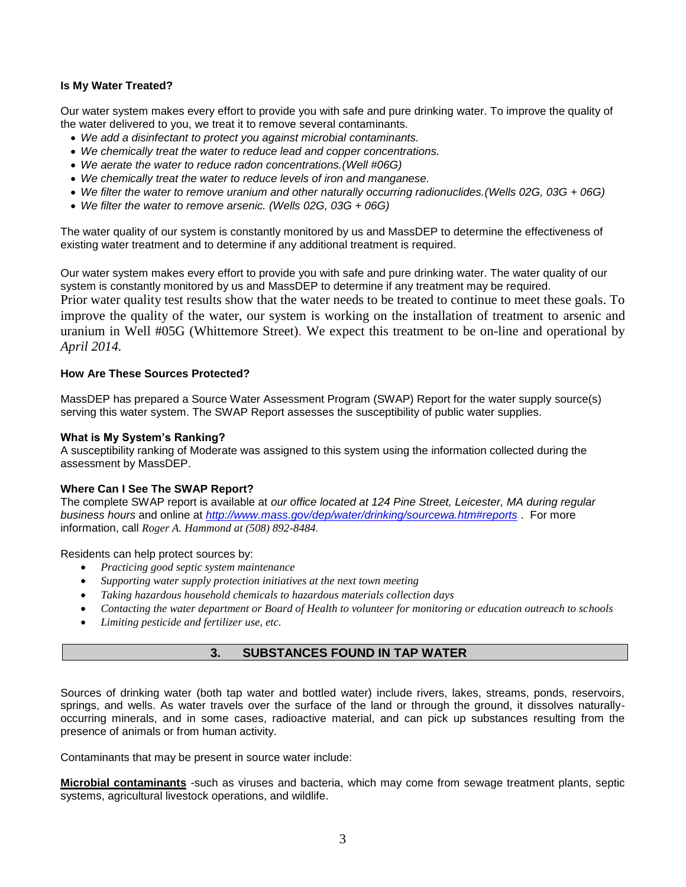**Is My Water Treated?**

Our water system makes every effort to provide you with safe and pure drinking water. To improve the quality of the water delivered to you, we treat it to remove several contaminants.

- *We add a disinfectant to protect you against microbial contaminants.*
- *We chemically treat the water to reduce lead and copper concentrations.*
- *We aerate the water to reduce radon concentrations.(Well #06G)*
- *We chemically treat the water to reduce levels of iron and manganese.*
- *We filter the water to remove uranium and other naturally occurring radionuclides.(Wells 02G, 03G + 06G)*
- *We filter the water to remove arsenic. (Wells 02G, 03G + 06G)*

The water quality of our system is constantly monitored by us and MassDEP to determine the effectiveness of existing water treatment and to determine if any additional treatment is required.

Our water system makes every effort to provide you with safe and pure drinking water. The water quality of our system is constantly monitored by us and MassDEP to determine if any treatment may be required. Prior water quality test results show that the water needs to be treated to continue to meet these goals. To improve the quality of the water, our system is working on the installation of treatment to arsenic and uranium in Well #05G (Whittemore Street). We expect this treatment to be on-line and operational by *April 2014.*

**How Are These Sources Protected?**

MassDEP has prepared a Source Water Assessment Program (SWAP) Report for the water supply source(s) serving this water system. The SWAP Report assesses the susceptibility of public water supplies.

**What is My System's Ranking?**

A susceptibility ranking of Moderate was assigned to this system using the information collected during the assessment by MassDEP.

**Where Can I See The SWAP Report?**

The complete SWAP report is available at *our office located at 124 Pine Street, Leicester, MA during regular business hours* and online at *http://www.mass.gov/dep/water/drinking/sourcewa.htm#reports* . For more information, call *Roger A. Hammond at (508) 892-8484.*

Residents can help protect sources by:

- *Practicing good septic system maintenance*
- *Supporting water supply protection initiatives at the next town meeting*
- *Taking hazardous household chemicals to hazardous materials collection days*
- *Contacting the water department or Board of Health to volunteer for monitoring or education outreach to schools*
- *Limiting pesticide and fertilizer use, etc.*

## 3. SUBSTANCES FOUND IN TAP WATER

Sources of drinking water (both tap water and bottled water) include rivers, lakes, streams, ponds, reservoirs, springs, and wells. As water travels over the surface of the land or through the ground, it dissolves naturally-occurring minerals, and in some cases, radioactive material, and can pick up substances resulting from the presence of animals or from human activity.

Contaminants that may be present in source water include:

**Microbial contaminants** -such as viruses and bacteria, which may come from sewage treatment plants, septic systems, agricultural livestock operations, and wildlife.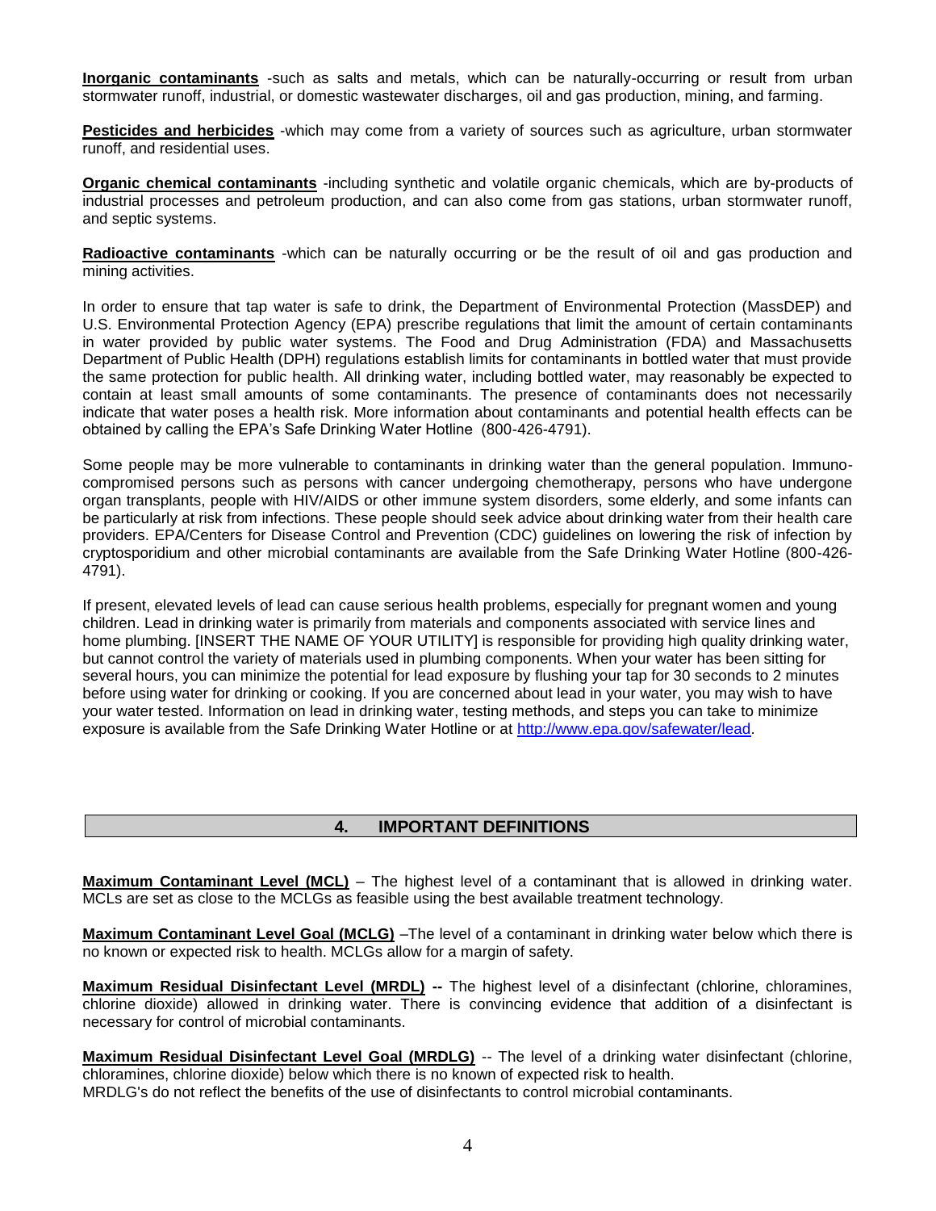**Inorganic contaminants** -such as salts and metals, which can be naturally-occurring or result from urban stormwater runoff, industrial, or domestic wastewater discharges, oil and gas production, mining, and farming.

**Pesticides and herbicides** -which may come from a variety of sources such as agriculture, urban stormwater runoff, and residential uses.

**Organic chemical contaminants** -including synthetic and volatile organic chemicals, which are by-products of industrial processes and petroleum production, and can also come from gas stations, urban stormwater runoff, and septic systems.

**Radioactive contaminants** -which can be naturally occurring or be the result of oil and gas production and mining activities.

In order to ensure that tap water is safe to drink, the Department of Environmental Protection (MassDEP) and U.S. Environmental Protection Agency (EPA) prescribe regulations that limit the amount of certain contaminants in water provided by public water systems. The Food and Drug Administration (FDA) and Massachusetts Department of Public Health (DPH) regulations establish limits for contaminants in bottled water that must provide the same protection for public health. All drinking water, including bottled water, may reasonably be expected to contain at least small amounts of some contaminants. The presence of contaminants does not necessarily indicate that water poses a health risk. More information about contaminants and potential health effects can be obtained by calling the EPA's Safe Drinking Water Hotline (800-426-4791).

Some people may be more vulnerable to contaminants in drinking water than the general population. Immuno-compromised persons such as persons with cancer undergoing chemotherapy, persons who have undergone organ transplants, people with HIV/AIDS or other immune system disorders, some elderly, and some infants can be particularly at risk from infections. These people should seek advice about drinking water from their health care providers. EPA/Centers for Disease Control and Prevention (CDC) guidelines on lowering the risk of infection by cryptosporidium and other microbial contaminants are available from the Safe Drinking Water Hotline (800-426-4791).

If present, elevated levels of lead can cause serious health problems, especially for pregnant women and young children. Lead in drinking water is primarily from materials and components associated with service lines and home plumbing. [INSERT THE NAME OF YOUR UTILITY] is responsible for providing high quality drinking water, but cannot control the variety of materials used in plumbing components. When your water has been sitting for several hours, you can minimize the potential for lead exposure by flushing your tap for 30 seconds to 2 minutes before using water for drinking or cooking. If you are concerned about lead in your water, you may wish to have your water tested. Information on lead in drinking water, testing methods, and steps you can take to minimize exposure is available from the Safe Drinking Water Hotline or at http://www.epa.gov/safewater/lead.

## 4. IMPORTANT DEFINITIONS

**Maximum Contaminant Level (MCL)** – The highest level of a contaminant that is allowed in drinking water. MCLs are set as close to the MCLGs as feasible using the best available treatment technology.

**Maximum Contaminant Level Goal (MCLG)** –The level of a contaminant in drinking water below which there is no known or expected risk to health. MCLGs allow for a margin of safety.

**Maximum Residual Disinfectant Level (MRDL) --** The highest level of a disinfectant (chlorine, chloramines, chlorine dioxide) allowed in drinking water. There is convincing evidence that addition of a disinfectant is necessary for control of microbial contaminants.

**Maximum Residual Disinfectant Level Goal (MRDLG)** -- The level of a drinking water disinfectant (chlorine, chloramines, chlorine dioxide) below which there is no known of expected risk to health.
MRDLG's do not reflect the benefits of the use of disinfectants to control microbial contaminants.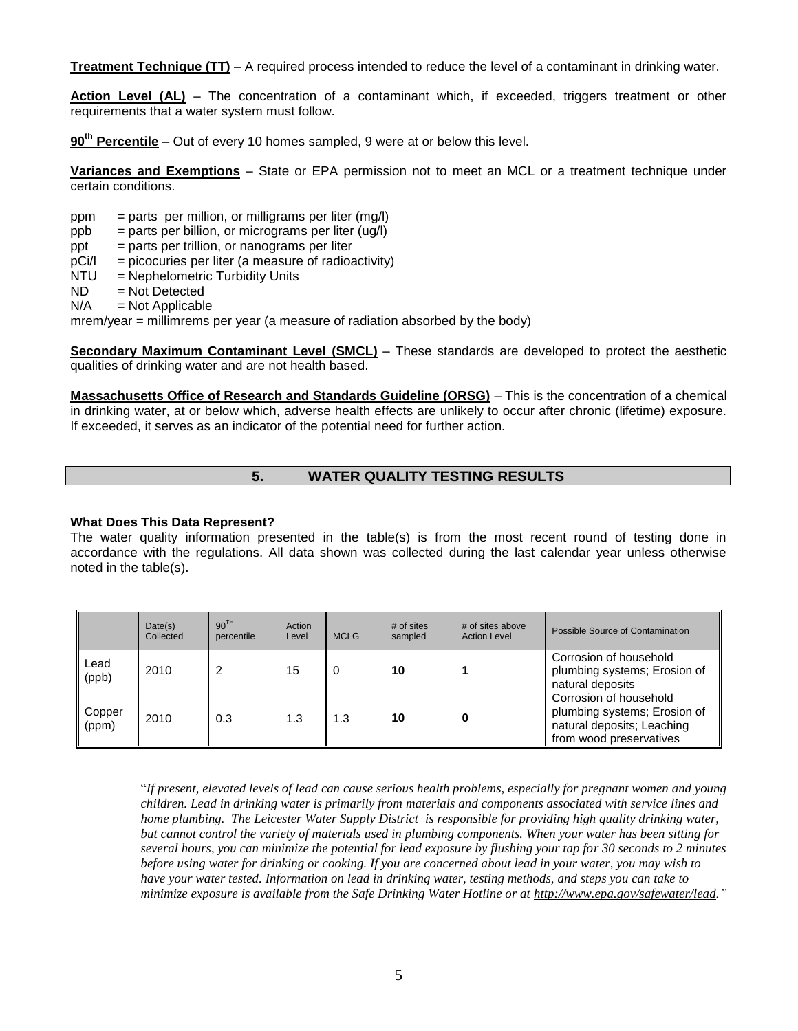**Treatment Technique (TT)** – A required process intended to reduce the level of a contaminant in drinking water.

**Action Level (AL)** – The concentration of a contaminant which, if exceeded, triggers treatment or other requirements that a water system must follow.

**90th Percentile** – Out of every 10 homes sampled, 9 were at or below this level.

**Variances and Exemptions** – State or EPA permission not to meet an MCL or a treatment technique under certain conditions.

ppm = parts per million, or milligrams per liter (mg/l)
ppb = parts per billion, or micrograms per liter (ug/l)
ppt = parts per trillion, or nanograms per liter
pCi/l = picocuries per liter (a measure of radioactivity)
NTU = Nephelometric Turbidity Units
ND = Not Detected
N/A = Not Applicable
mrem/year = millimrems per year (a measure of radiation absorbed by the body)

**Secondary Maximum Contaminant Level (SMCL)** – These standards are developed to protect the aesthetic qualities of drinking water and are not health based.

**Massachusetts Office of Research and Standards Guideline (ORSG)** – This is the concentration of a chemical in drinking water, at or below which, adverse health effects are unlikely to occur after chronic (lifetime) exposure. If exceeded, it serves as an indicator of the potential need for further action.

## 5. WATER QUALITY TESTING RESULTS

**What Does This Data Represent?**

The water quality information presented in the table(s) is from the most recent round of testing done in accordance with the regulations. All data shown was collected during the last calendar year unless otherwise noted in the table(s).

| | Date(s) Collected | 90TH percentile | Action Level | MCLG | # of sites sampled | # of sites above Action Level | Possible Source of Contamination |
|---|---|---|---|---|---|---|---|
| Lead (ppb) | 2010 | 2 | 15 | 0 | **10** | **1** | Corrosion of household plumbing systems; Erosion of natural deposits |
| Copper (ppm) | 2010 | 0.3 | 1.3 | 1.3 | **10** | **0** | Corrosion of household plumbing systems; Erosion of natural deposits; Leaching from wood preservatives |

"*If present, elevated levels of lead can cause serious health problems, especially for pregnant women and young children. Lead in drinking water is primarily from materials and components associated with service lines and home plumbing. The Leicester Water Supply District is responsible for providing high quality drinking water, but cannot control the variety of materials used in plumbing components. When your water has been sitting for several hours, you can minimize the potential for lead exposure by flushing your tap for 30 seconds to 2 minutes before using water for drinking or cooking. If you are concerned about lead in your water, you may wish to have your water tested. Information on lead in drinking water, testing methods, and steps you can take to minimize exposure is available from the Safe Drinking Water Hotline or at http://www.epa.gov/safewater/lead.*"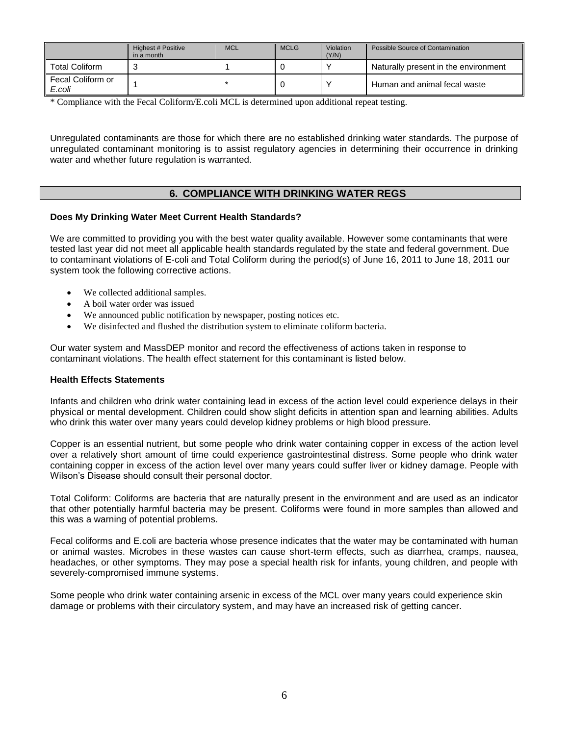| | Highest # Positive in a month | MCL | MCLG | Violation (Y/N) | Possible Source of Contamination |
|---|---|---|---|---|---|
| Total Coliform | 3 | 1 | 0 | Y | Naturally present in the environment |
| Fecal Coliform or *E.coli* | 1 | * | 0 | Y | Human and animal fecal waste |

* Compliance with the Fecal Coliform/E.coli MCL is determined upon additional repeat testing.

Unregulated contaminants are those for which there are no established drinking water standards. The purpose of unregulated contaminant monitoring is to assist regulatory agencies in determining their occurrence in drinking water and whether future regulation is warranted.

## 6. COMPLIANCE WITH DRINKING WATER REGS

**Does My Drinking Water Meet Current Health Standards?**

We are committed to providing you with the best water quality available. However some contaminants that were tested last year did not meet all applicable health standards regulated by the state and federal government. Due to contaminant violations of E-coli and Total Coliform during the period(s) of June 16, 2011 to June 18, 2011 our system took the following corrective actions.

- We collected additional samples.
- A boil water order was issued
- We announced public notification by newspaper, posting notices etc.
- We disinfected and flushed the distribution system to eliminate coliform bacteria.

Our water system and MassDEP monitor and record the effectiveness of actions taken in response to contaminant violations. The health effect statement for this contaminant is listed below.

**Health Effects Statements**

Infants and children who drink water containing lead in excess of the action level could experience delays in their physical or mental development. Children could show slight deficits in attention span and learning abilities. Adults who drink this water over many years could develop kidney problems or high blood pressure.

Copper is an essential nutrient, but some people who drink water containing copper in excess of the action level over a relatively short amount of time could experience gastrointestinal distress. Some people who drink water containing copper in excess of the action level over many years could suffer liver or kidney damage. People with Wilson's Disease should consult their personal doctor.

Total Coliform: Coliforms are bacteria that are naturally present in the environment and are used as an indicator that other potentially harmful bacteria may be present. Coliforms were found in more samples than allowed and this was a warning of potential problems.

Fecal coliforms and E.coli are bacteria whose presence indicates that the water may be contaminated with human or animal wastes. Microbes in these wastes can cause short-term effects, such as diarrhea, cramps, nausea, headaches, or other symptoms. They may pose a special health risk for infants, young children, and people with severely-compromised immune systems.

Some people who drink water containing arsenic in excess of the MCL over many years could experience skin damage or problems with their circulatory system, and may have an increased risk of getting cancer.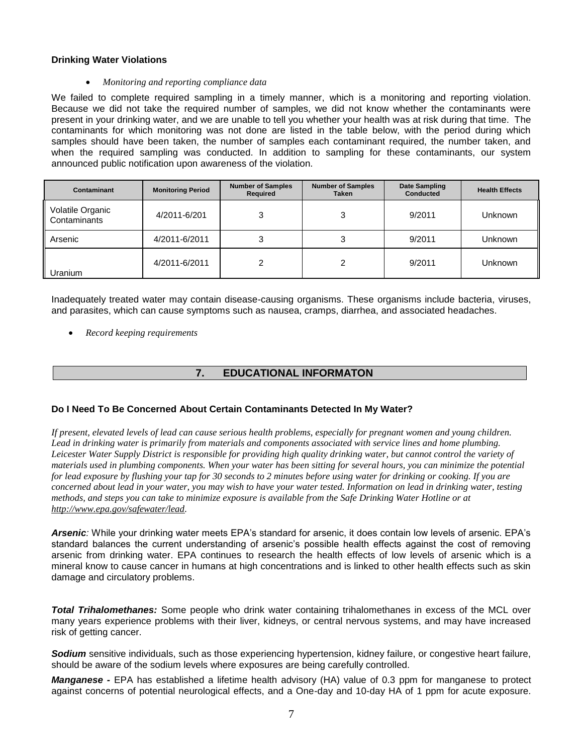**Drinking Water Violations**

- *Monitoring and reporting compliance data*

We failed to complete required sampling in a timely manner, which is a monitoring and reporting violation. Because we did not take the required number of samples, we did not know whether the contaminants were present in your drinking water, and we are unable to tell you whether your health was at risk during that time. The contaminants for which monitoring was not done are listed in the table below, with the period during which samples should have been taken, the number of samples each contaminant required, the number taken, and when the required sampling was conducted. In addition to sampling for these contaminants, our system announced public notification upon awareness of the violation.

| Contaminant | Monitoring Period | Number of Samples Required | Number of Samples Taken | Date Sampling Conducted | Health Effects |
|---|---|---|---|---|---|
| Volatile Organic Contaminants | 4/2011-6/201 | 3 | 3 | 9/2011 | Unknown |
| Arsenic | 4/2011-6/2011 | 3 | 3 | 9/2011 | Unknown |
| Uranium | 4/2011-6/2011 | 2 | 2 | 9/2011 | Unknown |

Inadequately treated water may contain disease-causing organisms. These organisms include bacteria, viruses, and parasites, which can cause symptoms such as nausea, cramps, diarrhea, and associated headaches.

- *Record keeping requirements*

## 7. EDUCATIONAL INFORMATON

**Do I Need To Be Concerned About Certain Contaminants Detected In My Water?**

*If present, elevated levels of lead can cause serious health problems, especially for pregnant women and young children. Lead in drinking water is primarily from materials and components associated with service lines and home plumbing. Leicester Water Supply District is responsible for providing high quality drinking water, but cannot control the variety of materials used in plumbing components. When your water has been sitting for several hours, you can minimize the potential for lead exposure by flushing your tap for 30 seconds to 2 minutes before using water for drinking or cooking. If you are concerned about lead in your water, you may wish to have your water tested. Information on lead in drinking water, testing methods, and steps you can take to minimize exposure is available from the Safe Drinking Water Hotline or at http://www.epa.gov/safewater/lead.*

***Arsenic**:* While your drinking water meets EPA's standard for arsenic, it does contain low levels of arsenic. EPA's standard balances the current understanding of arsenic's possible health effects against the cost of removing arsenic from drinking water. EPA continues to research the health effects of low levels of arsenic which is a mineral know to cause cancer in humans at high concentrations and is linked to other health effects such as skin damage and circulatory problems.

***Total Trihalomethanes:*** Some people who drink water containing trihalomethanes in excess of the MCL over many years experience problems with their liver, kidneys, or central nervous systems, and may have increased risk of getting cancer.

***Sodium*** sensitive individuals, such as those experiencing hypertension, kidney failure, or congestive heart failure, should be aware of the sodium levels where exposures are being carefully controlled.

***Manganese -*** EPA has established a lifetime health advisory (HA) value of 0.3 ppm for manganese to protect against concerns of potential neurological effects, and a One-day and 10-day HA of 1 ppm for acute exposure.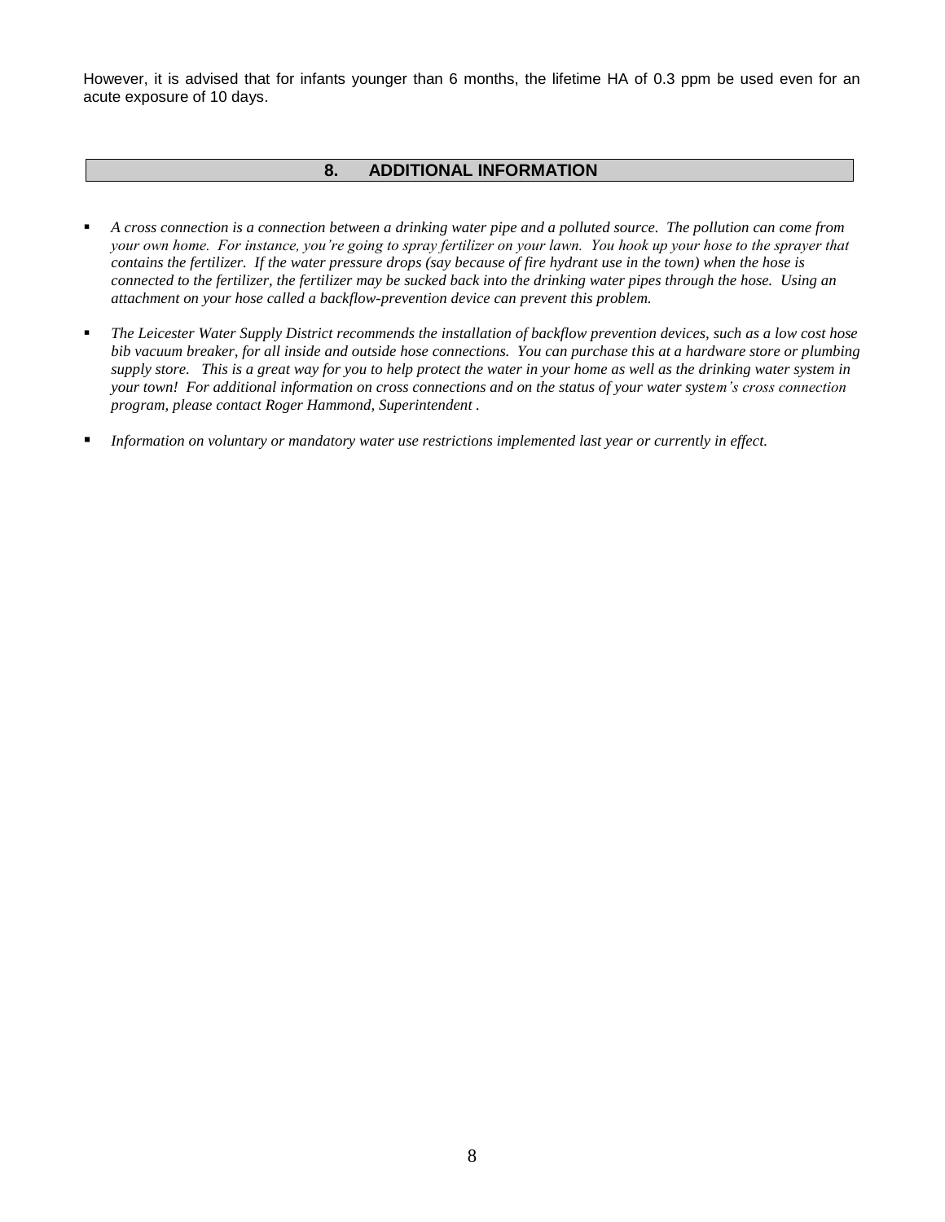However, it is advised that for infants younger than 6 months, the lifetime HA of 0.3 ppm be used even for an acute exposure of 10 days.

## 8. ADDITIONAL INFORMATION

- *A cross connection is a connection between a drinking water pipe and a polluted source. The pollution can come from your own home. For instance, you're going to spray fertilizer on your lawn. You hook up your hose to the sprayer that contains the fertilizer. If the water pressure drops (say because of fire hydrant use in the town) when the hose is connected to the fertilizer, the fertilizer may be sucked back into the drinking water pipes through the hose. Using an attachment on your hose called a backflow-prevention device can prevent this problem.*

- *The Leicester Water Supply District recommends the installation of backflow prevention devices, such as a low cost hose bib vacuum breaker, for all inside and outside hose connections. You can purchase this at a hardware store or plumbing supply store. This is a great way for you to help protect the water in your home as well as the drinking water system in your town! For additional information on cross connections and on the status of your water system's cross connection program, please contact Roger Hammond, Superintendent .*

- *Information on voluntary or mandatory water use restrictions implemented last year or currently in effect.*